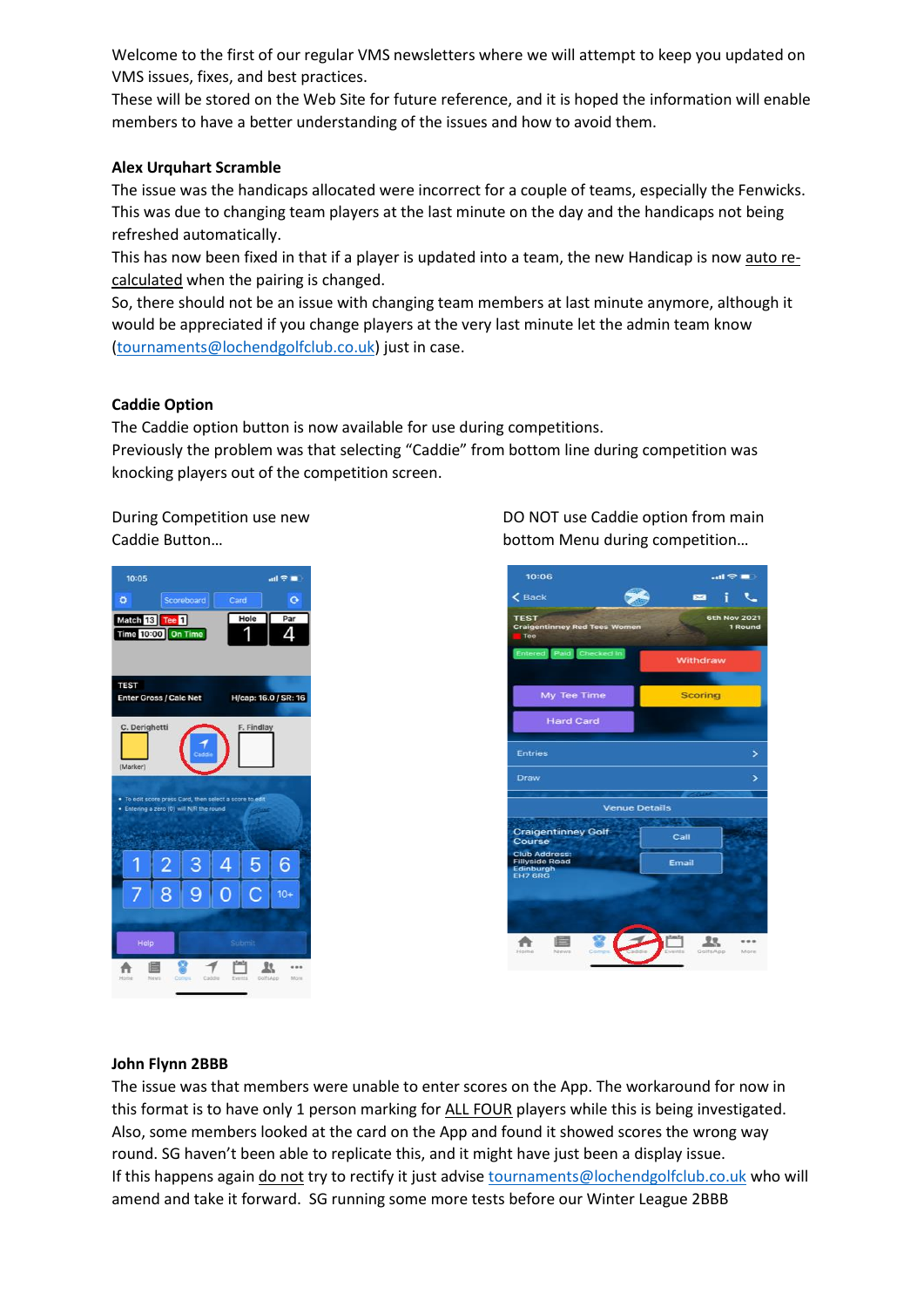Welcome to the first of our regular VMS newsletters where we will attempt to keep you updated on VMS issues, fixes, and best practices.
These will be stored on the Web Site for future reference, and it is hoped the information will enable members to have a better understanding of the issues and how to avoid them.

**Alex Urquhart Scramble**

The issue was the handicaps allocated were incorrect for a couple of teams, especially the Fenwicks. This was due to changing team players at the last minute on the day and the handicaps not being refreshed automatically.
This has now been fixed in that if a player is updated into a team, the new Handicap is now auto re-calculated when the pairing is changed.
So, there should not be an issue with changing team members at last minute anymore, although it would be appreciated if you change players at the very last minute let the admin team know (tournaments@lochendgolfclub.co.uk) just in case.

**Caddie Option**

The Caddie option button is now available for use during competitions.
Previously the problem was that selecting "Caddie" from bottom line during competition was knocking players out of the competition screen.

During Competition use new Caddie Button…

DO NOT use Caddie option from main bottom Menu during competition…

**John Flynn 2BBB**

The issue was that members were unable to enter scores on the App. The workaround for now in this format is to have only 1 person marking for ALL FOUR players while this is being investigated. Also, some members looked at the card on the App and found it showed scores the wrong way round. SG haven't been able to replicate this, and it might have just been a display issue.
If this happens again do not try to rectify it just advise tournaments@lochendgolfclub.co.uk who will amend and take it forward. SG running some more tests before our Winter League 2BBB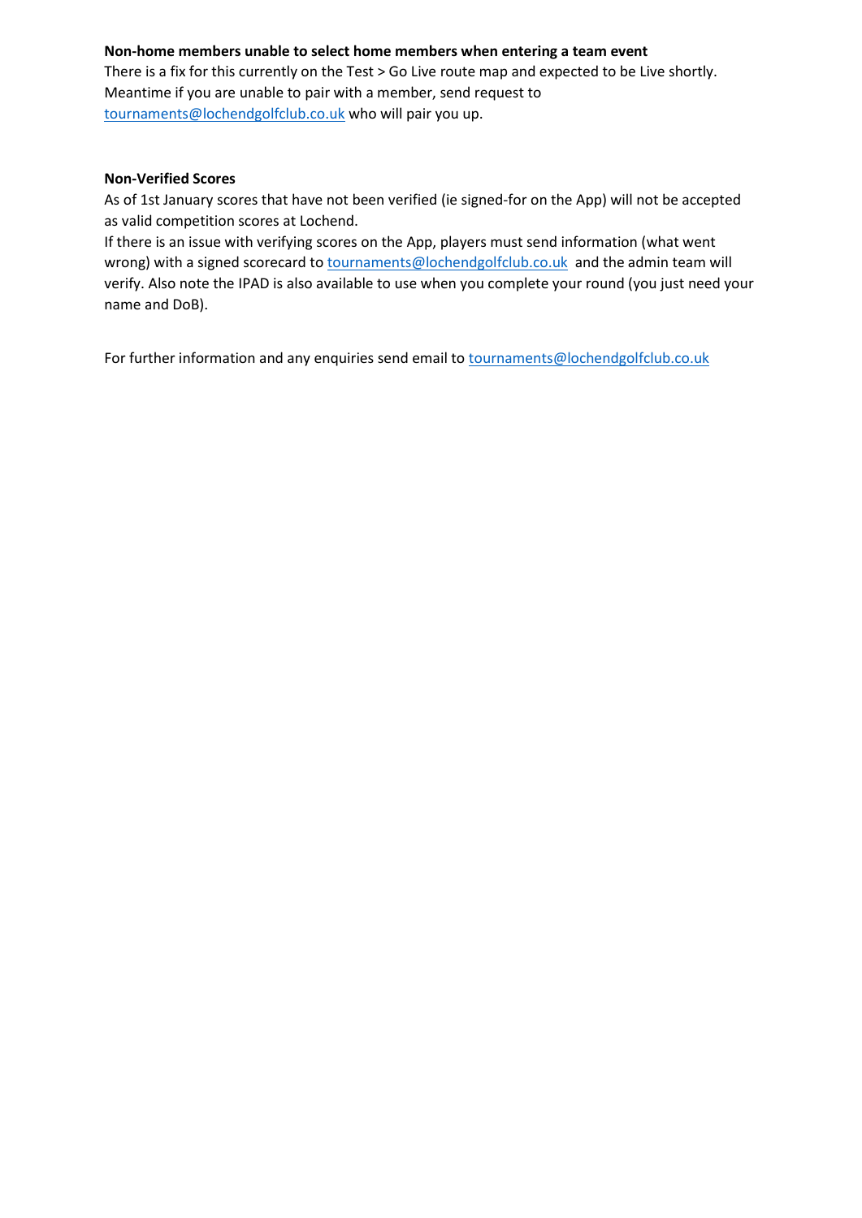**Non-home members unable to select home members when entering a team event**

There is a fix for this currently on the Test > Go Live route map and expected to be Live shortly. Meantime if you are unable to pair with a member, send request to tournaments@lochendgolfclub.co.uk who will pair you up.

**Non-Verified Scores**

As of 1st January scores that have not been verified (ie signed-for on the App) will not be accepted as valid competition scores at Lochend.

If there is an issue with verifying scores on the App, players must send information (what went wrong) with a signed scorecard to tournaments@lochendgolfclub.co.uk and the admin team will verify. Also note the IPAD is also available to use when you complete your round (you just need your name and DoB).

For further information and any enquiries send email to tournaments@lochendgolfclub.co.uk